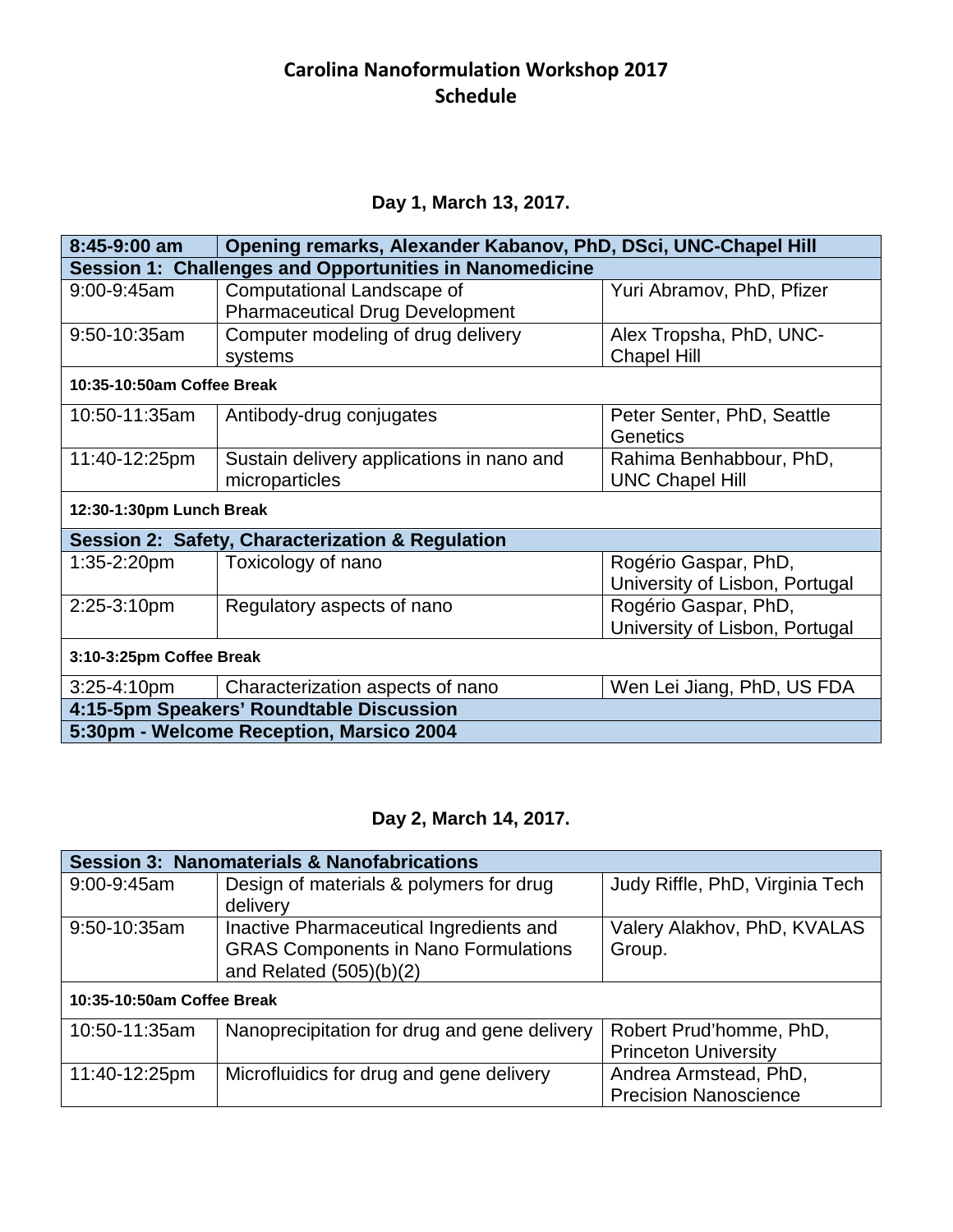# Carolina Nanoformulation Workshop 2017
## Schedule

### Day 1, March 13, 2017.

| **8:45-9:00 am** | **Opening remarks, Alexander Kabanov, PhD, DSci, UNC-Chapel Hill** | |
|---|---|---|
| **Session 1: Challenges and Opportunities in Nanomedicine** | | |
| 9:00-9:45am | Computational Landscape of Pharmaceutical Drug Development | Yuri Abramov, PhD, Pfizer |
| 9:50-10:35am | Computer modeling of drug delivery systems | Alex Tropsha, PhD, UNC-Chapel Hill |
| **10:35-10:50am Coffee Break** | | |
| 10:50-11:35am | Antibody-drug conjugates | Peter Senter, PhD, Seattle Genetics |
| 11:40-12:25pm | Sustain delivery applications in nano and microparticles | Rahima Benhabbour, PhD, UNC Chapel Hill |
| **12:30-1:30pm Lunch Break** | | |
| **Session 2: Safety, Characterization & Regulation** | | |
| 1:35-2:20pm | Toxicology of nano | Rogério Gaspar, PhD, University of Lisbon, Portugal |
| 2:25-3:10pm | Regulatory aspects of nano | Rogério Gaspar, PhD, University of Lisbon, Portugal |
| **3:10-3:25pm Coffee Break** | | |
| 3:25-4:10pm | Characterization aspects of nano | Wen Lei Jiang, PhD, US FDA |
| **4:15-5pm Speakers' Roundtable Discussion** | | |
| **5:30pm - Welcome Reception, Marsico 2004** | | |

### Day 2, March 14, 2017.

| **Session 3: Nanomaterials & Nanofabrications** | | |
|---|---|---|
| 9:00-9:45am | Design of materials & polymers for drug delivery | Judy Riffle, PhD, Virginia Tech |
| 9:50-10:35am | Inactive Pharmaceutical Ingredients and GRAS Components in Nano Formulations and Related (505)(b)(2) | Valery Alakhov, PhD, KVALAS Group. |
| **10:35-10:50am Coffee Break** | | |
| 10:50-11:35am | Nanoprecipitation for drug and gene delivery | Robert Prud'homme, PhD, Princeton University |
| 11:40-12:25pm | Microfluidics for drug and gene delivery | Andrea Armstead, PhD, Precision Nanoscience |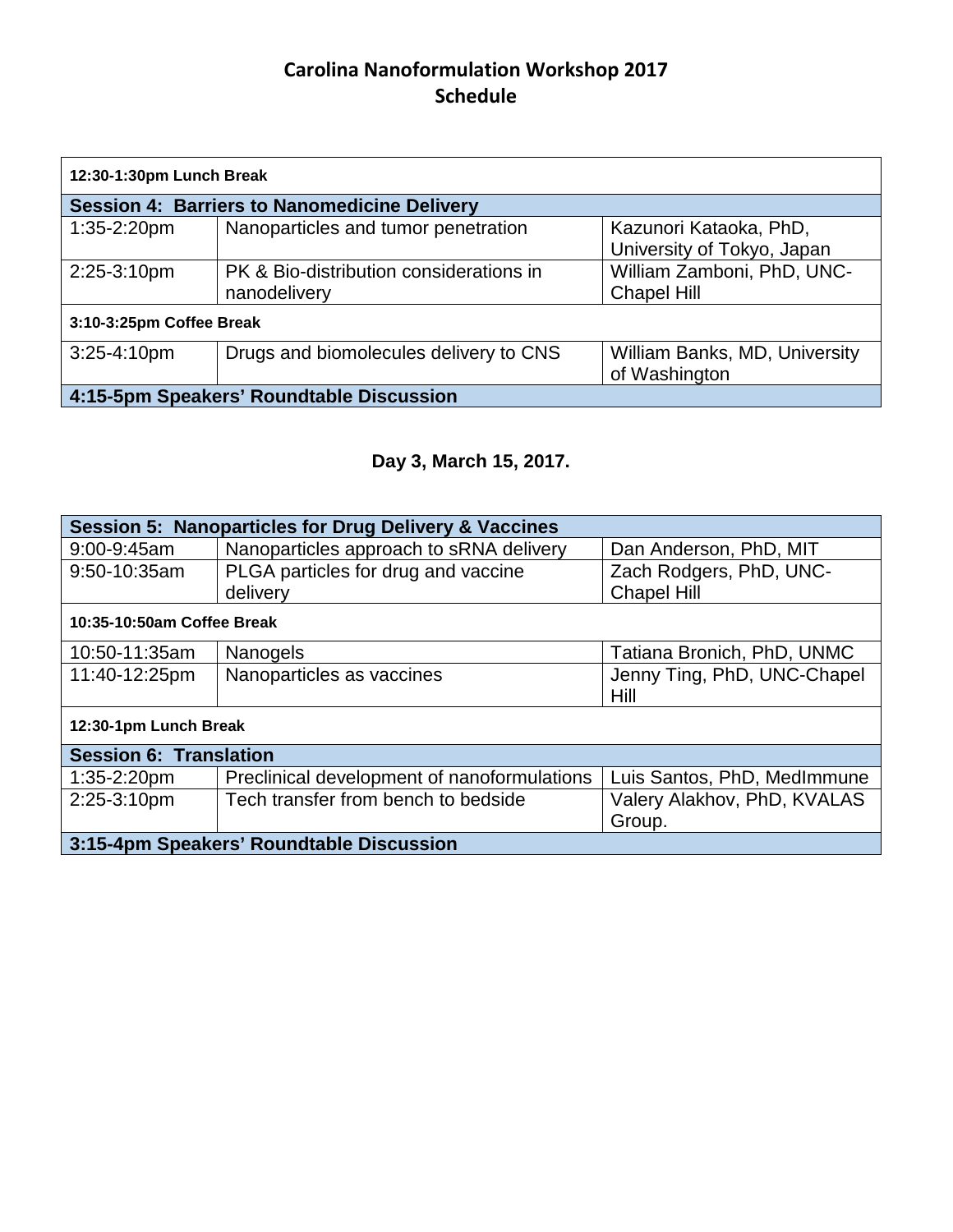# Carolina Nanoformulation Workshop 2017
## Schedule

| 12:30-1:30pm Lunch Break | | |
|---|---|---|
| **Session 4: Barriers to Nanomedicine Delivery** | | |
| 1:35-2:20pm | Nanoparticles and tumor penetration | Kazunori Kataoka, PhD, University of Tokyo, Japan |
| 2:25-3:10pm | PK & Bio-distribution considerations in nanodelivery | William Zamboni, PhD, UNC-Chapel Hill |
| **3:10-3:25pm Coffee Break** | | |
| 3:25-4:10pm | Drugs and biomolecules delivery to CNS | William Banks, MD, University of Washington |
| **4:15-5pm Speakers' Roundtable Discussion** | | |

### Day 3, March 15, 2017.

| Session 5: Nanoparticles for Drug Delivery & Vaccines | | |
|---|---|---|
| 9:00-9:45am | Nanoparticles approach to sRNA delivery | Dan Anderson, PhD, MIT |
| 9:50-10:35am | PLGA particles for drug and vaccine delivery | Zach Rodgers, PhD, UNC-Chapel Hill |
| **10:35-10:50am Coffee Break** | | |
| 10:50-11:35am | Nanogels | Tatiana Bronich, PhD, UNMC |
| 11:40-12:25pm | Nanoparticles as vaccines | Jenny Ting, PhD, UNC-Chapel Hill |
| **12:30-1pm Lunch Break** | | |
| **Session 6: Translation** | | |
| 1:35-2:20pm | Preclinical development of nanoformulations | Luis Santos, PhD, MedImmune |
| 2:25-3:10pm | Tech transfer from bench to bedside | Valery Alakhov, PhD, KVALAS Group. |
| **3:15-4pm Speakers' Roundtable Discussion** | | |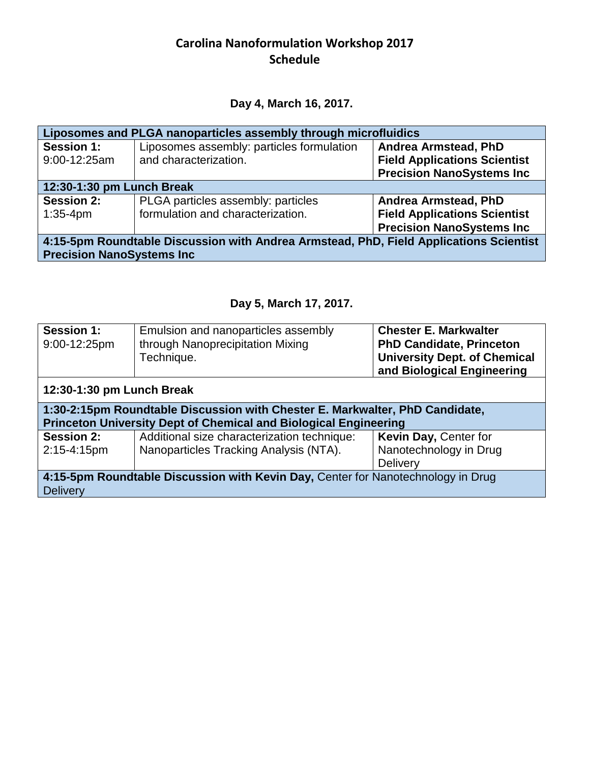# Carolina Nanoformulation Workshop 2017
## Schedule

### Day 4, March 16, 2017.

| | | |
|---|---|---|
| **Liposomes and PLGA nanoparticles assembly through microfluidics** | | |
| **Session 1:** 9:00-12:25am | Liposomes assembly: particles formulation and characterization. | **Andrea Armstead, PhD Field Applications Scientist Precision NanoSystems Inc** |
| **12:30-1:30 pm Lunch Break** | | |
| **Session 2:** 1:35-4pm | PLGA particles assembly: particles formulation and characterization. | **Andrea Armstead, PhD Field Applications Scientist Precision NanoSystems Inc** |
| **4:15-5pm Roundtable Discussion with Andrea Armstead, PhD, Field Applications Scientist Precision NanoSystems Inc** | | |

### Day 5, March 17, 2017.

| | | |
|---|---|---|
| **Session 1:** 9:00-12:25pm | Emulsion and nanoparticles assembly through Nanoprecipitation Mixing Technique. | **Chester E. Markwalter PhD Candidate, Princeton University Dept. of Chemical and Biological Engineering** |
| **12:30-1:30 pm Lunch Break** | | |
| **1:30-2:15pm Roundtable Discussion with Chester E. Markwalter, PhD Candidate, Princeton University Dept of Chemical and Biological Engineering** | | |
| **Session 2:** 2:15-4:15pm | Additional size characterization technique: Nanoparticles Tracking Analysis (NTA). | **Kevin Day,** Center for Nanotechnology in Drug Delivery |
| **4:15-5pm Roundtable Discussion with Kevin Day,** Center for Nanotechnology in Drug Delivery | | |